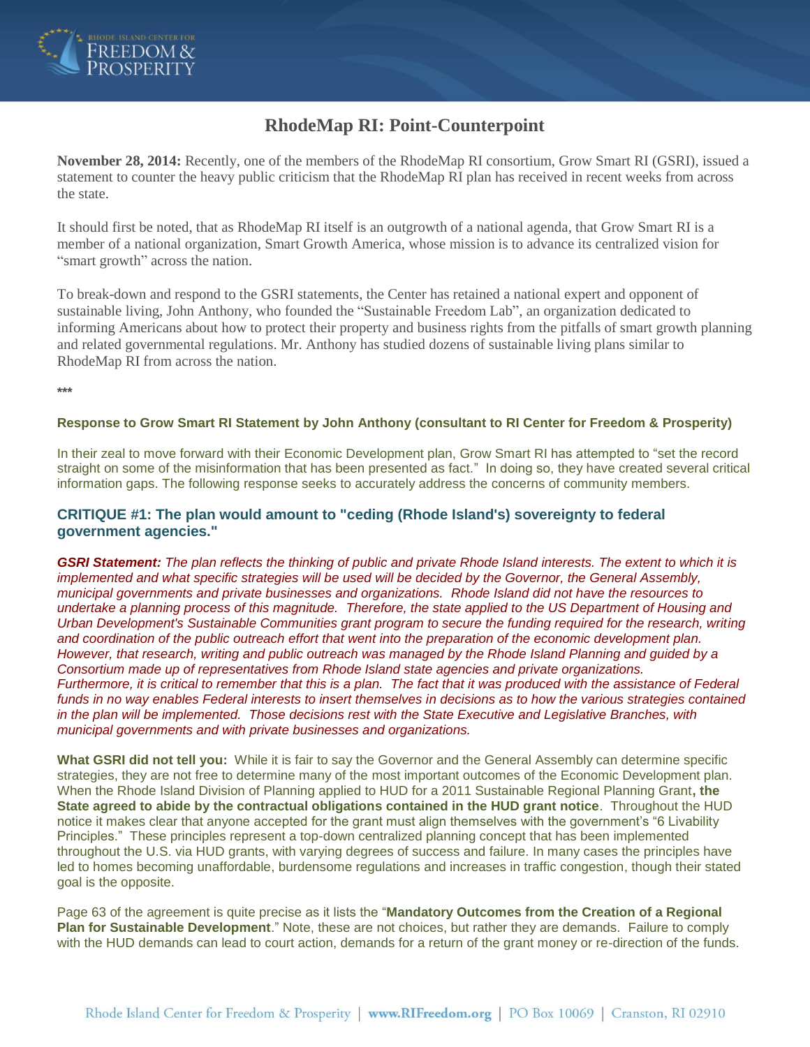# RhodeMap RI: Point-Counterpoint

**November 28, 2014:** Recently, one of the members of the RhodeMap RI consortium, Grow Smart RI (GSRI), issued a statement to counter the heavy public criticism that the RhodeMap RI plan has received in recent weeks from across the state.

It should first be noted, that as RhodeMap RI itself is an outgrowth of a national agenda, that Grow Smart RI is a member of a national organization, Smart Growth America, whose mission is to advance its centralized vision for "smart growth" across the nation.

To break-down and respond to the GSRI statements, the Center has retained a national expert and opponent of sustainable living, John Anthony, who founded the "Sustainable Freedom Lab", an organization dedicated to informing Americans about how to protect their property and business rights from the pitfalls of smart growth planning and related governmental regulations. Mr. Anthony has studied dozens of sustainable living plans similar to RhodeMap RI from across the nation.

***

**Response to Grow Smart RI Statement by John Anthony (consultant to RI Center for Freedom & Prosperity)**

In their zeal to move forward with their Economic Development plan, Grow Smart RI has attempted to "set the record straight on some of the misinformation that has been presented as fact." In doing so, they have created several critical information gaps. The following response seeks to accurately address the concerns of community members.

### CRITIQUE #1: The plan would amount to "ceding (Rhode Island's) sovereignty to federal government agencies."

***GSRI Statement:*** *The plan reflects the thinking of public and private Rhode Island interests. The extent to which it is implemented and what specific strategies will be used will be decided by the Governor, the General Assembly, municipal governments and private businesses and organizations. Rhode Island did not have the resources to undertake a planning process of this magnitude. Therefore, the state applied to the US Department of Housing and Urban Development's Sustainable Communities grant program to secure the funding required for the research, writing and coordination of the public outreach effort that went into the preparation of the economic development plan. However, that research, writing and public outreach was managed by the Rhode Island Planning and guided by a Consortium made up of representatives from Rhode Island state agencies and private organizations. Furthermore, it is critical to remember that this is a plan. The fact that it was produced with the assistance of Federal funds in no way enables Federal interests to insert themselves in decisions as to how the various strategies contained in the plan will be implemented. Those decisions rest with the State Executive and Legislative Branches, with municipal governments and with private businesses and organizations.*

**What GSRI did not tell you:** While it is fair to say the Governor and the General Assembly can determine specific strategies, they are not free to determine many of the most important outcomes of the Economic Development plan. When the Rhode Island Division of Planning applied to HUD for a 2011 Sustainable Regional Planning Grant**, the State agreed to abide by the contractual obligations contained in the HUD grant notice**. Throughout the HUD notice it makes clear that anyone accepted for the grant must align themselves with the government's "6 Livability Principles." These principles represent a top-down centralized planning concept that has been implemented throughout the U.S. via HUD grants, with varying degrees of success and failure. In many cases the principles have led to homes becoming unaffordable, burdensome regulations and increases in traffic congestion, though their stated goal is the opposite.

Page 63 of the agreement is quite precise as it lists the "**Mandatory Outcomes from the Creation of a Regional Plan for Sustainable Development**." Note, these are not choices, but rather they are demands. Failure to comply with the HUD demands can lead to court action, demands for a return of the grant money or re-direction of the funds.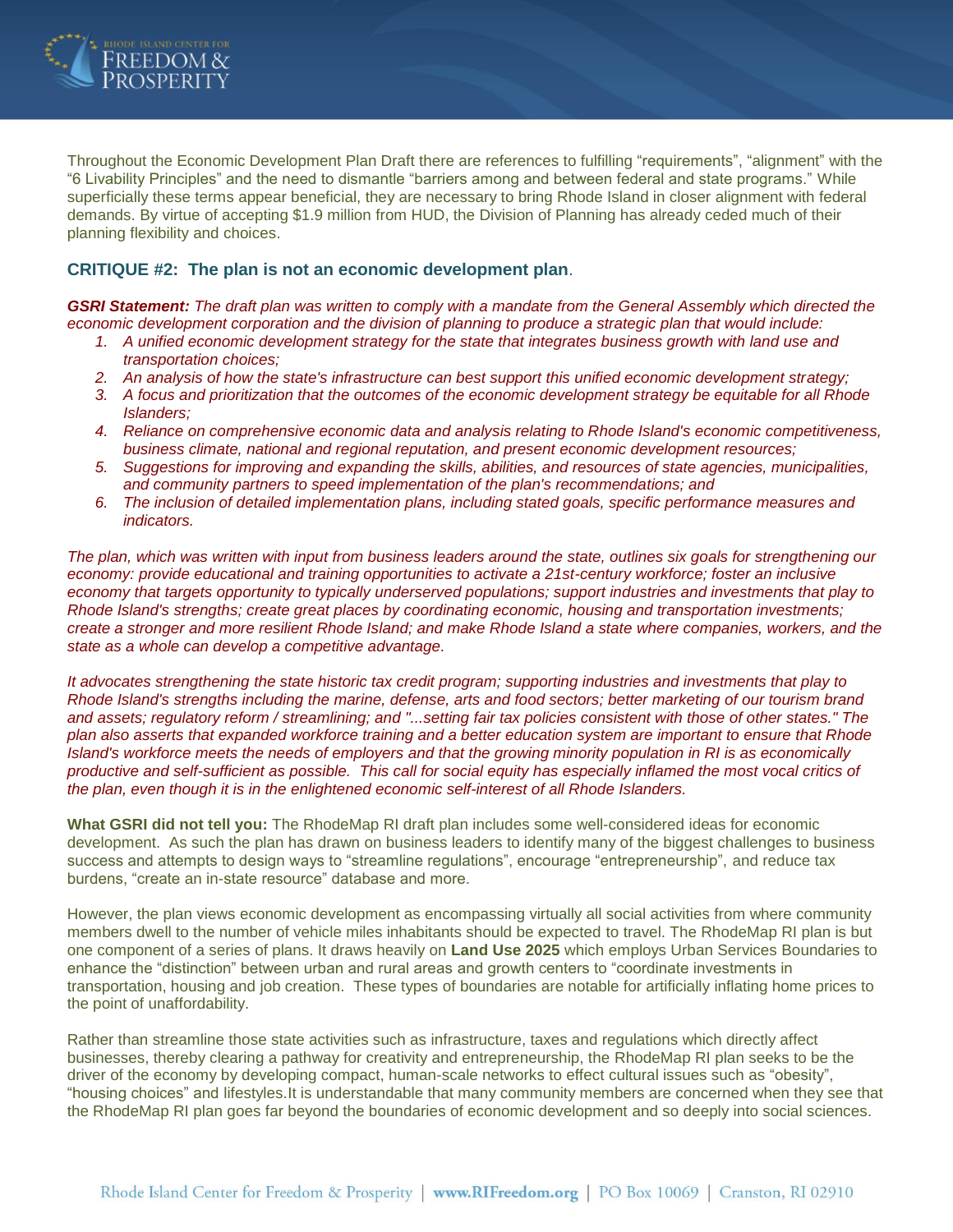Throughout the Economic Development Plan Draft there are references to fulfilling "requirements", "alignment" with the "6 Livability Principles" and the need to dismantle "barriers among and between federal and state programs." While superficially these terms appear beneficial, they are necessary to bring Rhode Island in closer alignment with federal demands. By virtue of accepting $1.9 million from HUD, the Division of Planning has already ceded much of their planning flexibility and choices.

### CRITIQUE #2: The plan is not an economic development plan.

***GSRI Statement:*** *The draft plan was written to comply with a mandate from the General Assembly which directed the economic development corporation and the division of planning to produce a strategic plan that would include:*

1. *A unified economic development strategy for the state that integrates business growth with land use and transportation choices;*
2. *An analysis of how the state's infrastructure can best support this unified economic development strategy;*
3. *A focus and prioritization that the outcomes of the economic development strategy be equitable for all Rhode Islanders;*
4. *Reliance on comprehensive economic data and analysis relating to Rhode Island's economic competitiveness, business climate, national and regional reputation, and present economic development resources;*
5. *Suggestions for improving and expanding the skills, abilities, and resources of state agencies, municipalities, and community partners to speed implementation of the plan's recommendations; and*
6. *The inclusion of detailed implementation plans, including stated goals, specific performance measures and indicators.*

*The plan, which was written with input from business leaders around the state, outlines six goals for strengthening our economy: provide educational and training opportunities to activate a 21st-century workforce; foster an inclusive economy that targets opportunity to typically underserved populations; support industries and investments that play to Rhode Island's strengths; create great places by coordinating economic, housing and transportation investments; create a stronger and more resilient Rhode Island; and make Rhode Island a state where companies, workers, and the state as a whole can develop a competitive advantage.*

*It advocates strengthening the state historic tax credit program; supporting industries and investments that play to Rhode Island's strengths including the marine, defense, arts and food sectors; better marketing of our tourism brand and assets; regulatory reform / streamlining; and "...setting fair tax policies consistent with those of other states." The plan also asserts that expanded workforce training and a better education system are important to ensure that Rhode Island's workforce meets the needs of employers and that the growing minority population in RI is as economically productive and self-sufficient as possible. This call for social equity has especially inflamed the most vocal critics of the plan, even though it is in the enlightened economic self-interest of all Rhode Islanders.*

**What GSRI did not tell you:** The RhodeMap RI draft plan includes some well-considered ideas for economic development. As such the plan has drawn on business leaders to identify many of the biggest challenges to business success and attempts to design ways to "streamline regulations", encourage "entrepreneurship", and reduce tax burdens, "create an in-state resource" database and more.

However, the plan views economic development as encompassing virtually all social activities from where community members dwell to the number of vehicle miles inhabitants should be expected to travel. The RhodeMap RI plan is but one component of a series of plans. It draws heavily on **Land Use 2025** which employs Urban Services Boundaries to enhance the "distinction" between urban and rural areas and growth centers to "coordinate investments in transportation, housing and job creation. These types of boundaries are notable for artificially inflating home prices to the point of unaffordability.

Rather than streamline those state activities such as infrastructure, taxes and regulations which directly affect businesses, thereby clearing a pathway for creativity and entrepreneurship, the RhodeMap RI plan seeks to be the driver of the economy by developing compact, human-scale networks to effect cultural issues such as "obesity", "housing choices" and lifestyles.It is understandable that many community members are concerned when they see that the RhodeMap RI plan goes far beyond the boundaries of economic development and so deeply into social sciences.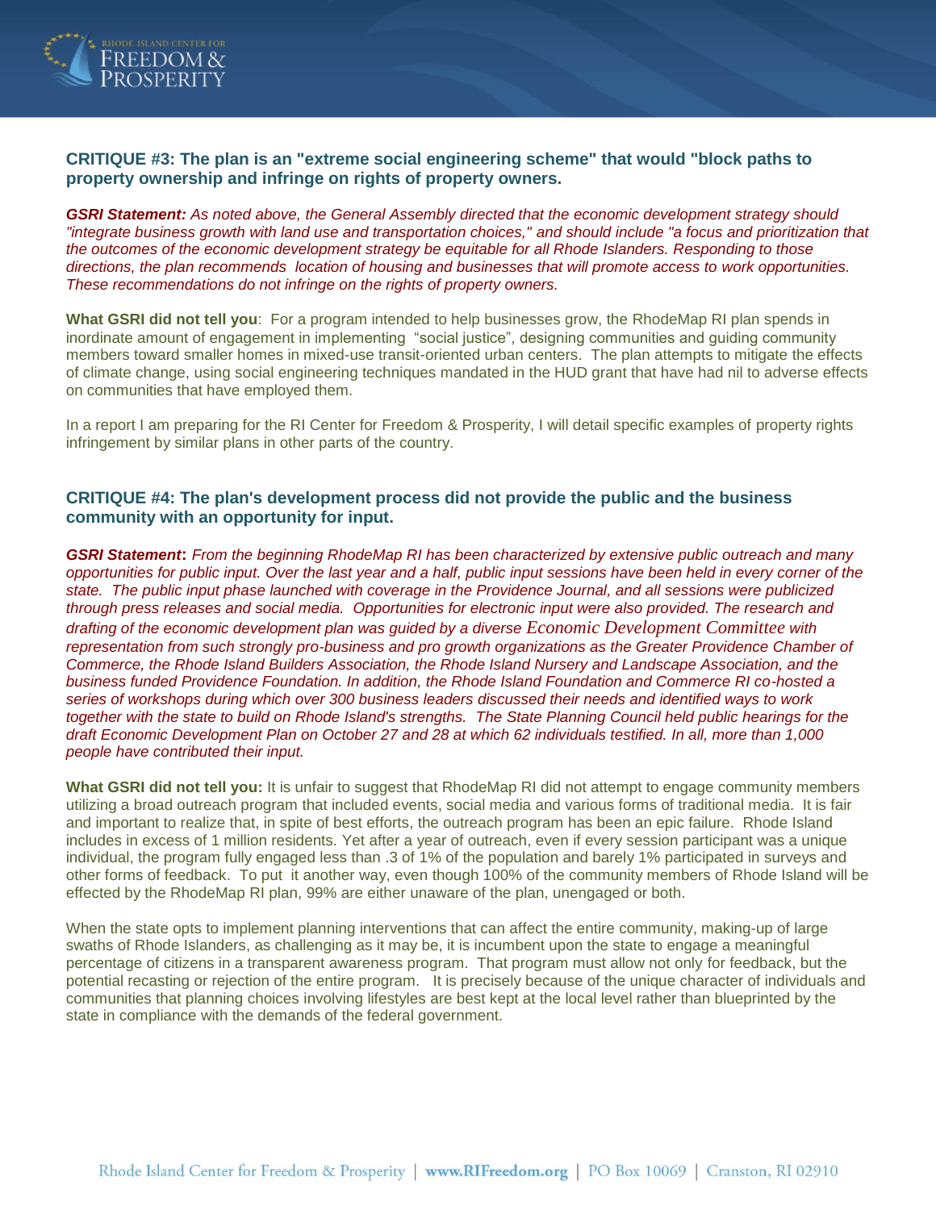### CRITIQUE #3: The plan is an "extreme social engineering scheme" that would "block paths to property ownership and infringe on rights of property owners.

***GSRI Statement:*** *As noted above, the General Assembly directed that the economic development strategy should "integrate business growth with land use and transportation choices," and should include "a focus and prioritization that the outcomes of the economic development strategy be equitable for all Rhode Islanders. Responding to those directions, the plan recommends location of housing and businesses that will promote access to work opportunities. These recommendations do not infringe on the rights of property owners.*

**What GSRI did not tell you**: For a program intended to help businesses grow, the RhodeMap RI plan spends in inordinate amount of engagement in implementing "social justice", designing communities and guiding community members toward smaller homes in mixed-use transit-oriented urban centers. The plan attempts to mitigate the effects of climate change, using social engineering techniques mandated in the HUD grant that have had nil to adverse effects on communities that have employed them.

In a report I am preparing for the RI Center for Freedom & Prosperity, I will detail specific examples of property rights infringement by similar plans in other parts of the country.

### CRITIQUE #4: The plan's development process did not provide the public and the business community with an opportunity for input.

***GSRI Statement*:** *From the beginning RhodeMap RI has been characterized by extensive public outreach and many opportunities for public input. Over the last year and a half, public input sessions have been held in every corner of the state. The public input phase launched with coverage in the Providence Journal, and all sessions were publicized through press releases and social media. Opportunities for electronic input were also provided. The research and drafting of the economic development plan was guided by a diverse Economic Development Committee with representation from such strongly pro-business and pro growth organizations as the Greater Providence Chamber of Commerce, the Rhode Island Builders Association, the Rhode Island Nursery and Landscape Association, and the business funded Providence Foundation. In addition, the Rhode Island Foundation and Commerce RI co-hosted a series of workshops during which over 300 business leaders discussed their needs and identified ways to work together with the state to build on Rhode Island's strengths. The State Planning Council held public hearings for the draft Economic Development Plan on October 27 and 28 at which 62 individuals testified. In all, more than 1,000 people have contributed their input.*

**What GSRI did not tell you:** It is unfair to suggest that RhodeMap RI did not attempt to engage community members utilizing a broad outreach program that included events, social media and various forms of traditional media. It is fair and important to realize that, in spite of best efforts, the outreach program has been an epic failure. Rhode Island includes in excess of 1 million residents. Yet after a year of outreach, even if every session participant was a unique individual, the program fully engaged less than .3 of 1% of the population and barely 1% participated in surveys and other forms of feedback. To put it another way, even though 100% of the community members of Rhode Island will be effected by the RhodeMap RI plan, 99% are either unaware of the plan, unengaged or both.

When the state opts to implement planning interventions that can affect the entire community, making-up of large swaths of Rhode Islanders, as challenging as it may be, it is incumbent upon the state to engage a meaningful percentage of citizens in a transparent awareness program. That program must allow not only for feedback, but the potential recasting or rejection of the entire program. It is precisely because of the unique character of individuals and communities that planning choices involving lifestyles are best kept at the local level rather than blueprinted by the state in compliance with the demands of the federal government.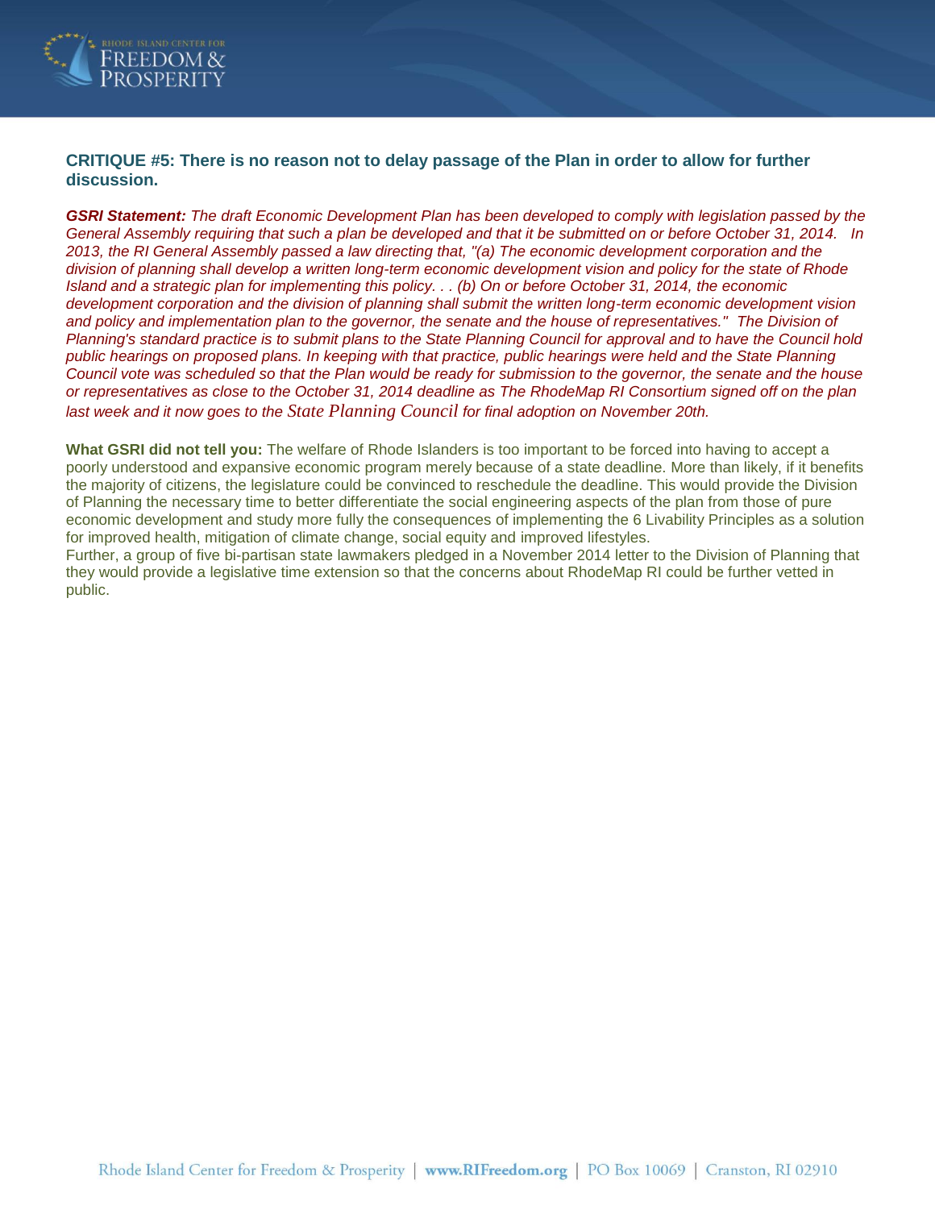### CRITIQUE #5: There is no reason not to delay passage of the Plan in order to allow for further discussion.

***GSRI Statement:*** *The draft Economic Development Plan has been developed to comply with legislation passed by the General Assembly requiring that such a plan be developed and that it be submitted on or before October 31, 2014. In 2013, the RI General Assembly passed a law directing that, "(a) The economic development corporation and the division of planning shall develop a written long-term economic development vision and policy for the state of Rhode Island and a strategic plan for implementing this policy. . . (b) On or before October 31, 2014, the economic development corporation and the division of planning shall submit the written long-term economic development vision and policy and implementation plan to the governor, the senate and the house of representatives." The Division of Planning's standard practice is to submit plans to the State Planning Council for approval and to have the Council hold public hearings on proposed plans. In keeping with that practice, public hearings were held and the State Planning Council vote was scheduled so that the Plan would be ready for submission to the governor, the senate and the house or representatives as close to the October 31, 2014 deadline as The RhodeMap RI Consortium signed off on the plan last week and it now goes to the State Planning Council for final adoption on November 20th.*

**What GSRI did not tell you:** The welfare of Rhode Islanders is too important to be forced into having to accept a poorly understood and expansive economic program merely because of a state deadline. More than likely, if it benefits the majority of citizens, the legislature could be convinced to reschedule the deadline. This would provide the Division of Planning the necessary time to better differentiate the social engineering aspects of the plan from those of pure economic development and study more fully the consequences of implementing the 6 Livability Principles as a solution for improved health, mitigation of climate change, social equity and improved lifestyles.

Further, a group of five bi-partisan state lawmakers pledged in a November 2014 letter to the Division of Planning that they would provide a legislative time extension so that the concerns about RhodeMap RI could be further vetted in public.